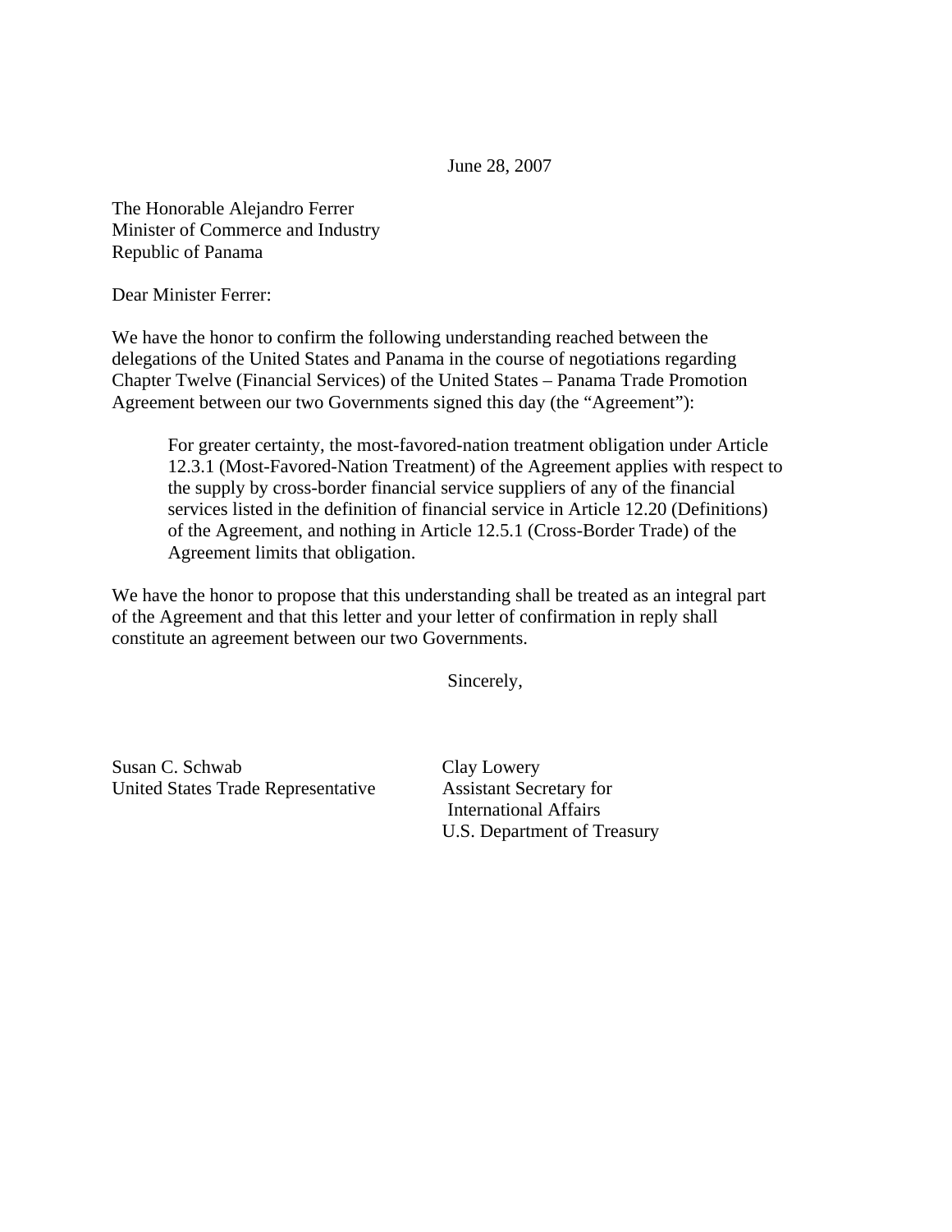June 28, 2007

The Honorable Alejandro Ferrer
Minister of Commerce and Industry
Republic of Panama

Dear Minister Ferrer:

We have the honor to confirm the following understanding reached between the delegations of the United States and Panama in the course of negotiations regarding Chapter Twelve (Financial Services) of the United States – Panama Trade Promotion Agreement between our two Governments signed this day (the "Agreement"):

> For greater certainty, the most-favored-nation treatment obligation under Article 12.3.1 (Most-Favored-Nation Treatment) of the Agreement applies with respect to the supply by cross-border financial service suppliers of any of the financial services listed in the definition of financial service in Article 12.20 (Definitions) of the Agreement, and nothing in Article 12.5.1 (Cross-Border Trade) of the Agreement limits that obligation.

We have the honor to propose that this understanding shall be treated as an integral part of the Agreement and that this letter and your letter of confirmation in reply shall constitute an agreement between our two Governments.

Sincerely,

Susan C. Schwab
United States Trade Representative

Clay Lowery
Assistant Secretary for
International Affairs
U.S. Department of Treasury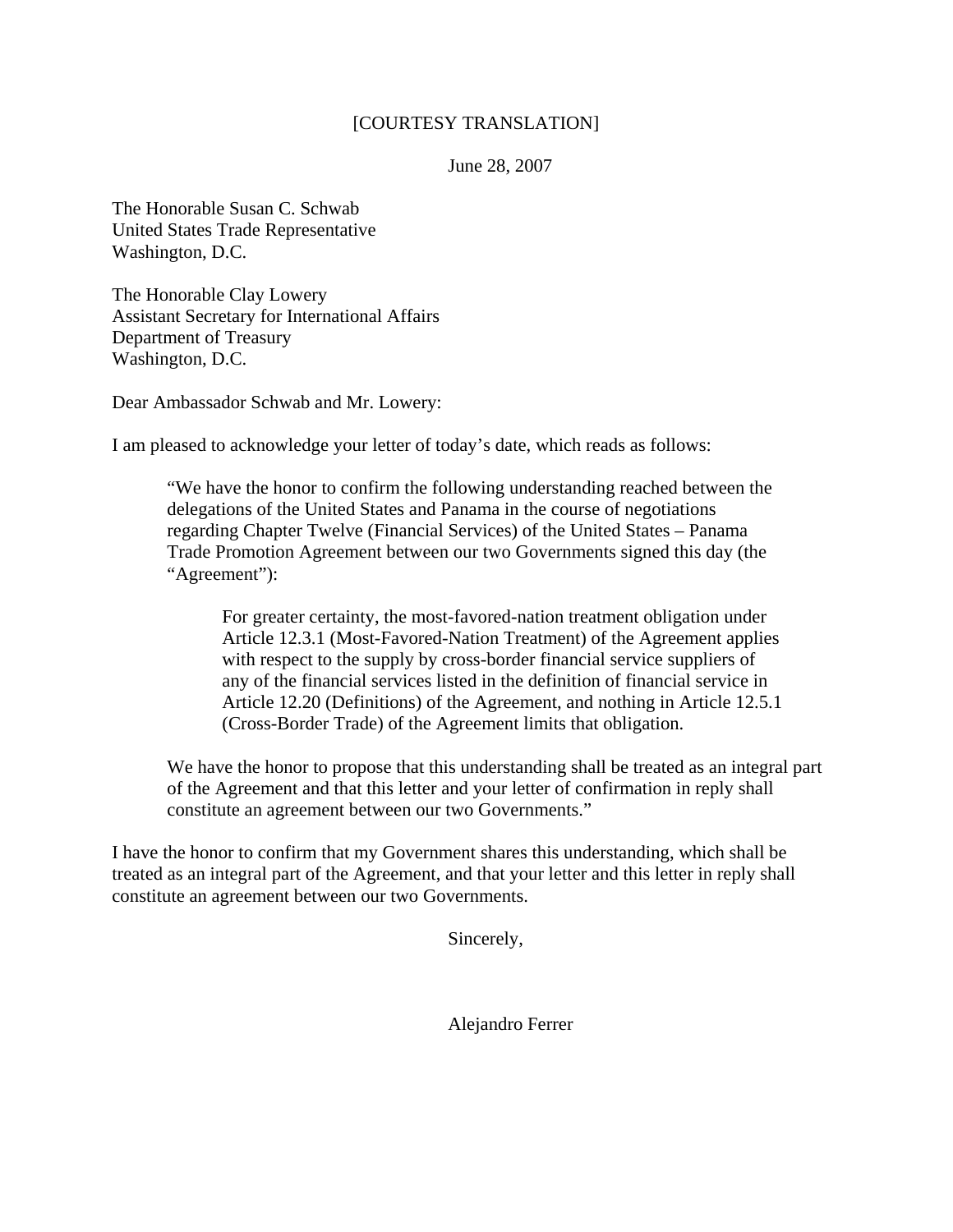[COURTESY TRANSLATION]

June 28, 2007

The Honorable Susan C. Schwab
United States Trade Representative
Washington, D.C.

The Honorable Clay Lowery
Assistant Secretary for International Affairs
Department of Treasury
Washington, D.C.

Dear Ambassador Schwab and Mr. Lowery:

I am pleased to acknowledge your letter of today's date, which reads as follows:

> "We have the honor to confirm the following understanding reached between the delegations of the United States and Panama in the course of negotiations regarding Chapter Twelve (Financial Services) of the United States – Panama Trade Promotion Agreement between our two Governments signed this day (the "Agreement"):
>
> > For greater certainty, the most-favored-nation treatment obligation under Article 12.3.1 (Most-Favored-Nation Treatment) of the Agreement applies with respect to the supply by cross-border financial service suppliers of any of the financial services listed in the definition of financial service in Article 12.20 (Definitions) of the Agreement, and nothing in Article 12.5.1 (Cross-Border Trade) of the Agreement limits that obligation.
>
> We have the honor to propose that this understanding shall be treated as an integral part of the Agreement and that this letter and your letter of confirmation in reply shall constitute an agreement between our two Governments."

I have the honor to confirm that my Government shares this understanding, which shall be treated as an integral part of the Agreement, and that your letter and this letter in reply shall constitute an agreement between our two Governments.

Sincerely,

Alejandro Ferrer